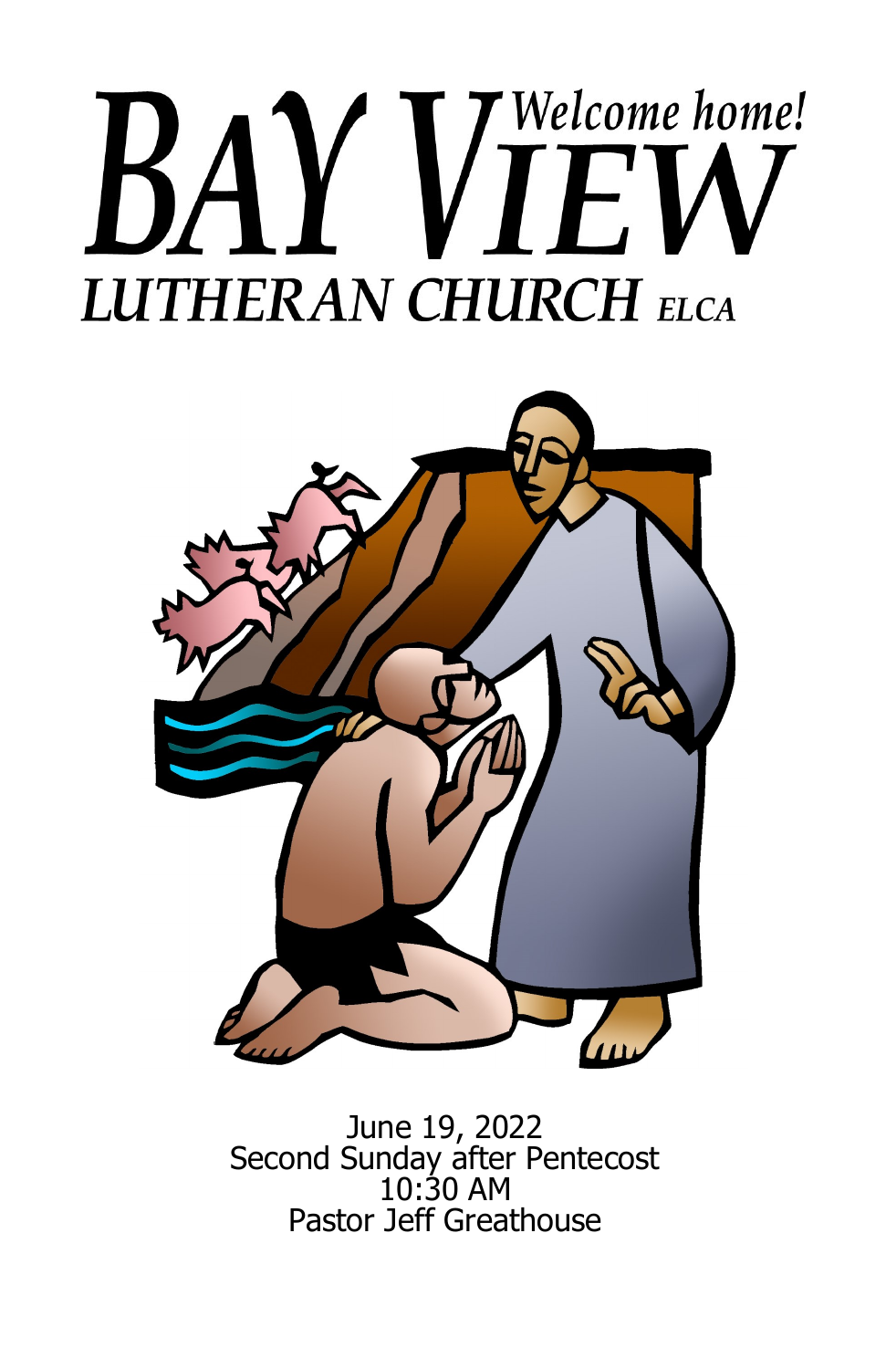# BAY VIEW LUTHERAN CHURCH ELCA

*Welcome home!*

June 19, 2022
Second Sunday after Pentecost
10:30 AM
Pastor Jeff Greathouse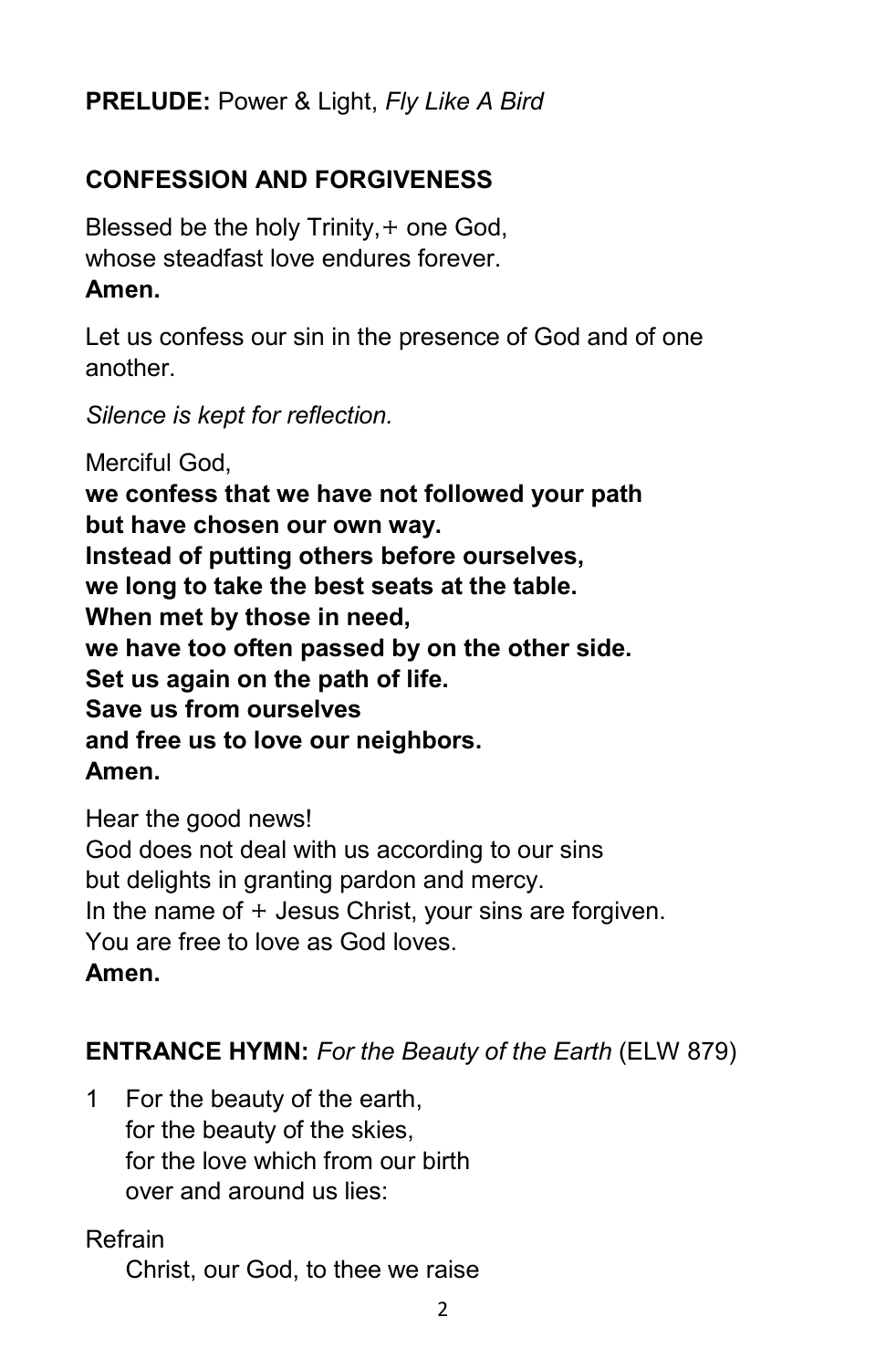**PRELUDE:** Power & Light, *Fly Like A Bird*

**CONFESSION AND FORGIVENESS**

Blessed be the holy Trinity,+ one God,
whose steadfast love endures forever.
**Amen.**

Let us confess our sin in the presence of God and of one another.

*Silence is kept for reflection.*

Merciful God,
**we confess that we have not followed your path**
**but have chosen our own way.**
**Instead of putting others before ourselves,**
**we long to take the best seats at the table.**
**When met by those in need,**
**we have too often passed by on the other side.**
**Set us again on the path of life.**
**Save us from ourselves**
**and free us to love our neighbors.**
**Amen.**

Hear the good news!
God does not deal with us according to our sins
but delights in granting pardon and mercy.
In the name of + Jesus Christ, your sins are forgiven.
You are free to love as God loves.
**Amen.**

**ENTRANCE HYMN:** *For the Beauty of the Earth* (ELW 879)

1 For the beauty of the earth,
for the beauty of the skies,
for the love which from our birth
over and around us lies:

Refrain
Christ, our God, to thee we raise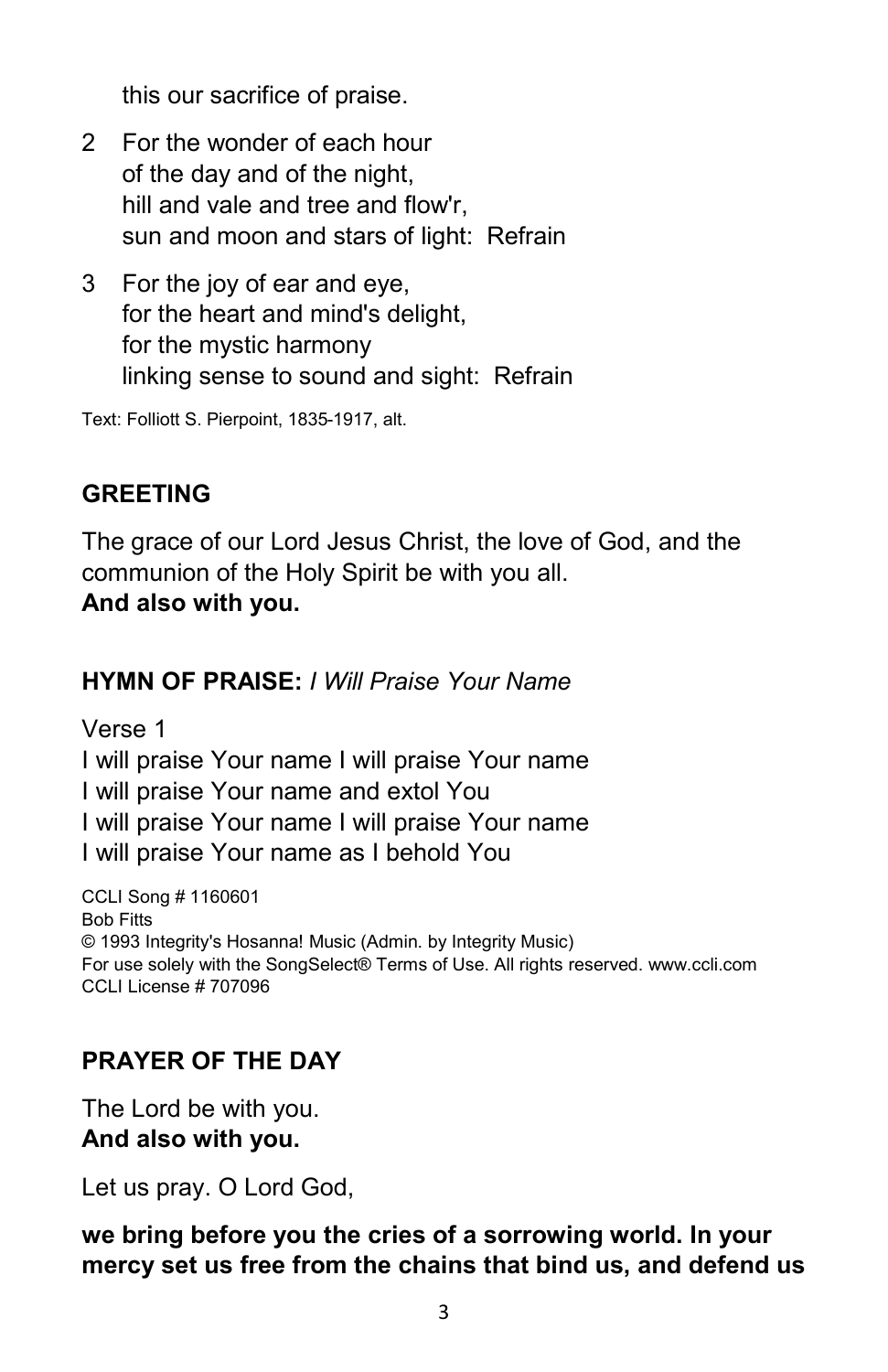this our sacrifice of praise.

2 For the wonder of each hour
of the day and of the night,
hill and vale and tree and flow'r,
sun and moon and stars of light: Refrain

3 For the joy of ear and eye,
for the heart and mind's delight,
for the mystic harmony
linking sense to sound and sight: Refrain

Text: Folliott S. Pierpoint, 1835-1917, alt.

## GREETING

The grace of our Lord Jesus Christ, the love of God, and the communion of the Holy Spirit be with you all.
**And also with you.**

## HYMN OF PRAISE: *I Will Praise Your Name*

Verse 1
I will praise Your name I will praise Your name
I will praise Your name and extol You
I will praise Your name I will praise Your name
I will praise Your name as I behold You

CCLI Song # 1160601
Bob Fitts
© 1993 Integrity's Hosanna! Music (Admin. by Integrity Music)
For use solely with the SongSelect® Terms of Use. All rights reserved. www.ccli.com
CCLI License # 707096

## PRAYER OF THE DAY

The Lord be with you.
**And also with you.**

Let us pray. O Lord God,

**we bring before you the cries of a sorrowing world. In your mercy set us free from the chains that bind us, and defend us**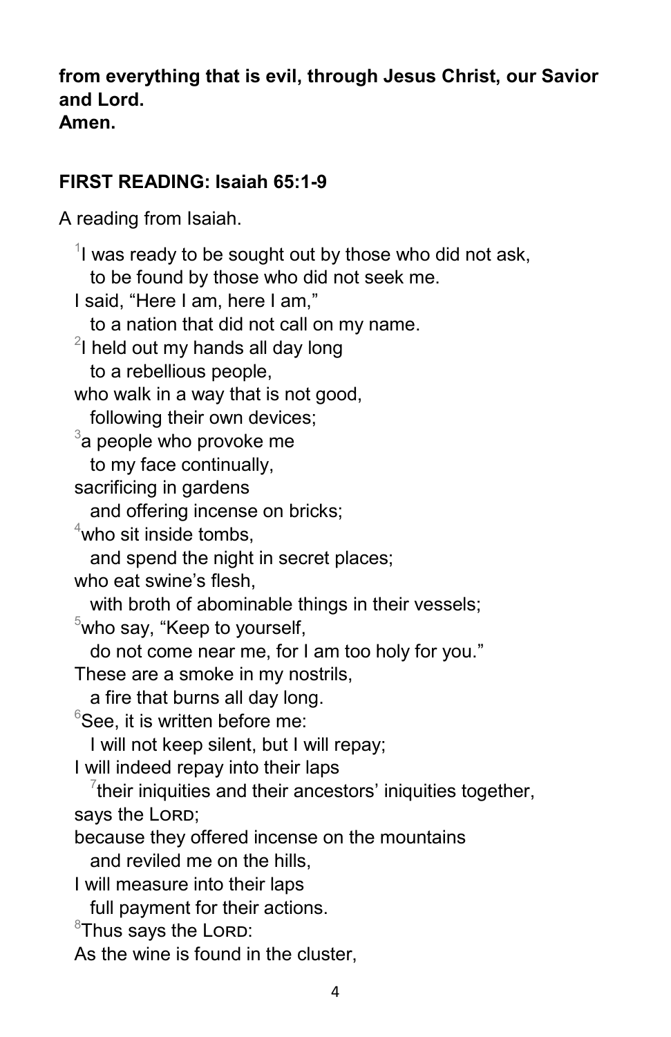**from everything that is evil, through Jesus Christ, our Savior and Lord.**
**Amen.**

## FIRST READING: Isaiah 65:1-9

A reading from Isaiah.

[1]I was ready to be sought out by those who did not ask,
  to be found by those who did not seek me.
I said, "Here I am, here I am,"
  to a nation that did not call on my name.
[2]I held out my hands all day long
  to a rebellious people,
who walk in a way that is not good,
  following their own devices;
[3]a people who provoke me
  to my face continually,
sacrificing in gardens
  and offering incense on bricks;
[4]who sit inside tombs,
  and spend the night in secret places;
who eat swine's flesh,
  with broth of abominable things in their vessels;
[5]who say, "Keep to yourself,
  do not come near me, for I am too holy for you."
These are a smoke in my nostrils,
  a fire that burns all day long.
[6]See, it is written before me:
  I will not keep silent, but I will repay;
I will indeed repay into their laps
  [7]their iniquities and their ancestors' iniquities together,
says the LORD;
because they offered incense on the mountains
  and reviled me on the hills,
I will measure into their laps
  full payment for their actions.
[8]Thus says the LORD:
As the wine is found in the cluster,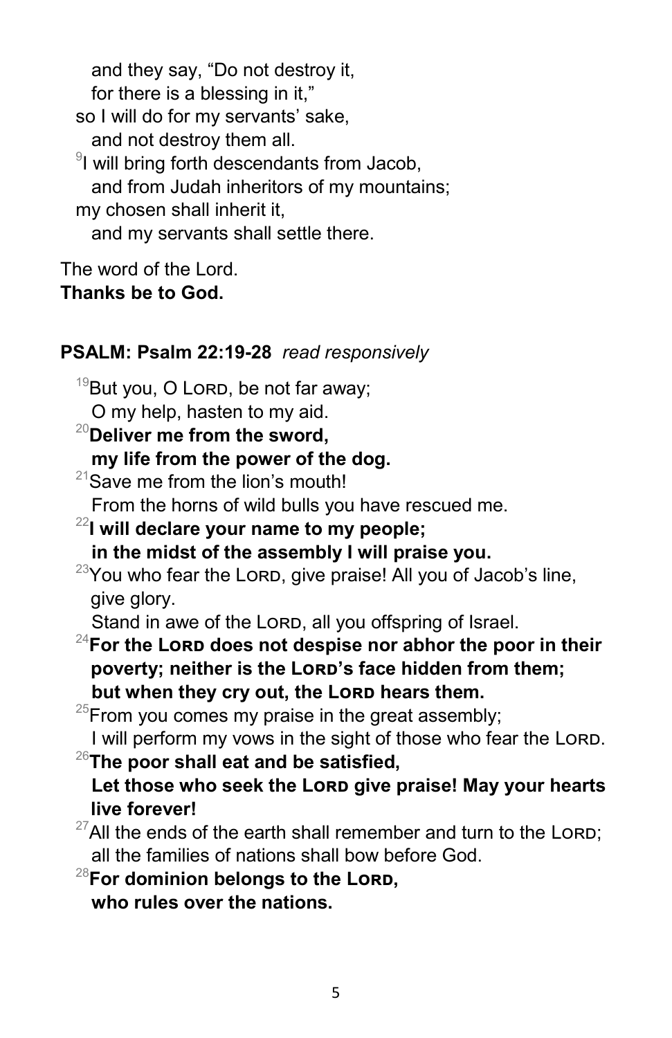and they say, "Do not destroy it,
for there is a blessing in it,"
so I will do for my servants' sake,
and not destroy them all.
[9]I will bring forth descendants from Jacob,
and from Judah inheritors of my mountains;
my chosen shall inherit it,
and my servants shall settle there.

The word of the Lord.
**Thanks be to God.**

**PSALM: Psalm 22:19-28** *read responsively*

[19]But you, O LORD, be not far away;
O my help, hasten to my aid.
[20]**Deliver me from the sword,**
**my life from the power of the dog.**
[21]Save me from the lion's mouth!
From the horns of wild bulls you have rescued me.
[22]**I will declare your name to my people;**
**in the midst of the assembly I will praise you.**
[23]You who fear the LORD, give praise! All you of Jacob's line, give glory.
Stand in awe of the LORD, all you offspring of Israel.
[24]**For the LORD does not despise nor abhor the poor in their poverty; neither is the LORD's face hidden from them;**
**but when they cry out, the LORD hears them.**
[25]From you comes my praise in the great assembly;
I will perform my vows in the sight of those who fear the LORD.
[26]**The poor shall eat and be satisfied,**
**Let those who seek the LORD give praise! May your hearts live forever!**
[27]All the ends of the earth shall remember and turn to the LORD;
all the families of nations shall bow before God.
[28]**For dominion belongs to the LORD,**
**who rules over the nations.**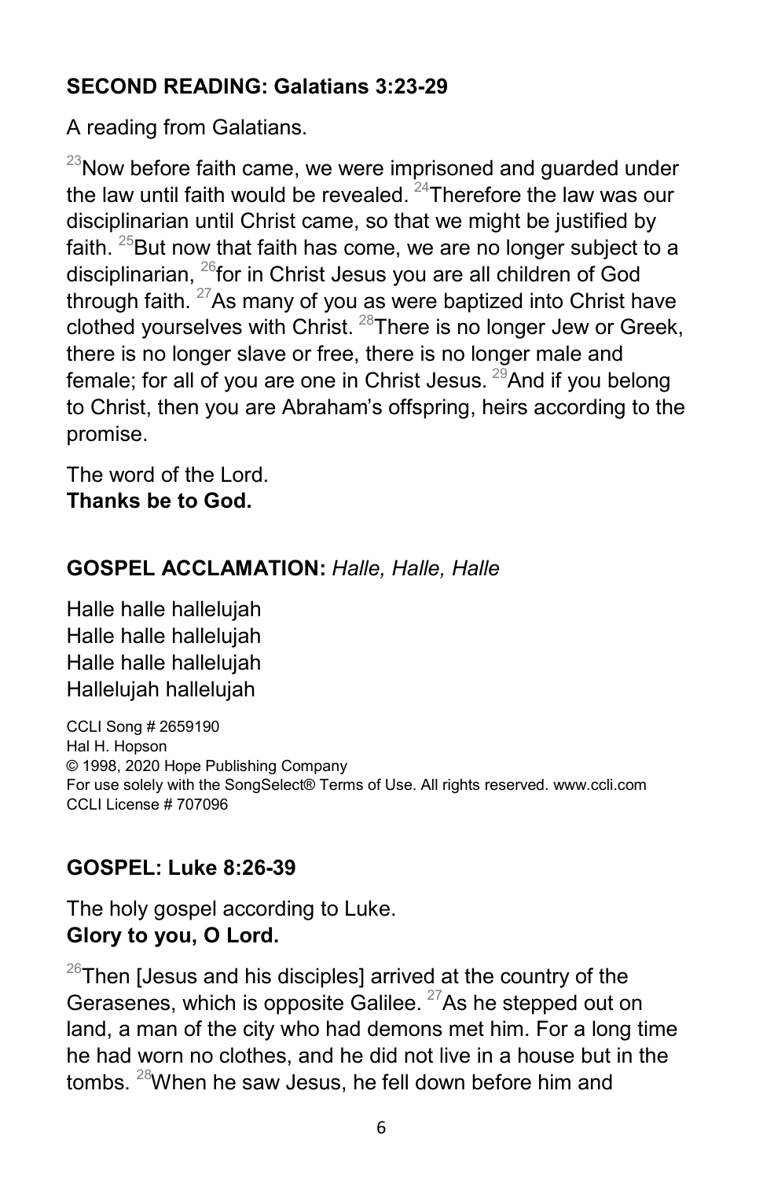### SECOND READING: Galatians 3:23-29

A reading from Galatians.

[23]Now before faith came, we were imprisoned and guarded under the law until faith would be revealed. [24]Therefore the law was our disciplinarian until Christ came, so that we might be justified by faith. [25]But now that faith has come, we are no longer subject to a disciplinarian, [26]for in Christ Jesus you are all children of God through faith. [27]As many of you as were baptized into Christ have clothed yourselves with Christ. [28]There is no longer Jew or Greek, there is no longer slave or free, there is no longer male and female; for all of you are one in Christ Jesus. [29]And if you belong to Christ, then you are Abraham's offspring, heirs according to the promise.

The word of the Lord.
**Thanks be to God.**

### GOSPEL ACCLAMATION: *Halle, Halle, Halle*

Halle halle hallelujah
Halle halle hallelujah
Halle halle hallelujah
Hallelujah hallelujah

CCLI Song # 2659190
Hal H. Hopson
© 1998, 2020 Hope Publishing Company
For use solely with the SongSelect® Terms of Use. All rights reserved. www.ccli.com
CCLI License # 707096

### GOSPEL: Luke 8:26-39

The holy gospel according to Luke.
**Glory to you, O Lord.**

[26]Then [Jesus and his disciples] arrived at the country of the Gerasenes, which is opposite Galilee. [27]As he stepped out on land, a man of the city who had demons met him. For a long time he had worn no clothes, and he did not live in a house but in the tombs. [28]When he saw Jesus, he fell down before him and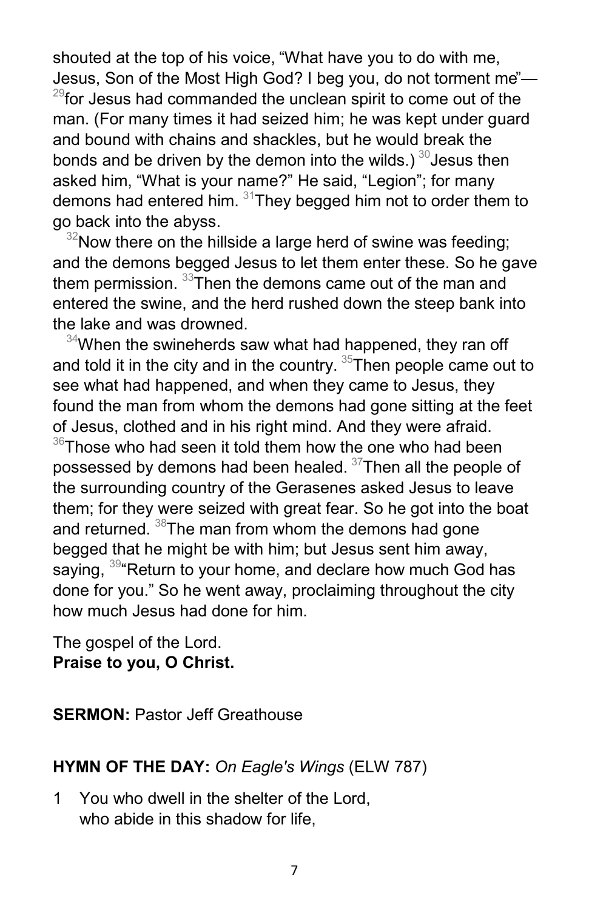shouted at the top of his voice, "What have you to do with me, Jesus, Son of the Most High God? I beg you, do not torment me"—[29]for Jesus had commanded the unclean spirit to come out of the man. (For many times it had seized him; he was kept under guard and bound with chains and shackles, but he would break the bonds and be driven by the demon into the wilds.) [30]Jesus then asked him, "What is your name?" He said, "Legion"; for many demons had entered him. [31]They begged him not to order them to go back into the abyss.

[32]Now there on the hillside a large herd of swine was feeding; and the demons begged Jesus to let them enter these. So he gave them permission. [33]Then the demons came out of the man and entered the swine, and the herd rushed down the steep bank into the lake and was drowned.

[34]When the swineherds saw what had happened, they ran off and told it in the city and in the country. [35]Then people came out to see what had happened, and when they came to Jesus, they found the man from whom the demons had gone sitting at the feet of Jesus, clothed and in his right mind. And they were afraid. [36]Those who had seen it told them how the one who had been possessed by demons had been healed. [37]Then all the people of the surrounding country of the Gerasenes asked Jesus to leave them; for they were seized with great fear. So he got into the boat and returned. [38]The man from whom the demons had gone begged that he might be with him; but Jesus sent him away, saying, [39]"Return to your home, and declare how much God has done for you." So he went away, proclaiming throughout the city how much Jesus had done for him.

The gospel of the Lord.
**Praise to you, O Christ.**

**SERMON:** Pastor Jeff Greathouse

**HYMN OF THE DAY:** *On Eagle's Wings* (ELW 787)

1 You who dwell in the shelter of the Lord,
who abide in this shadow for life,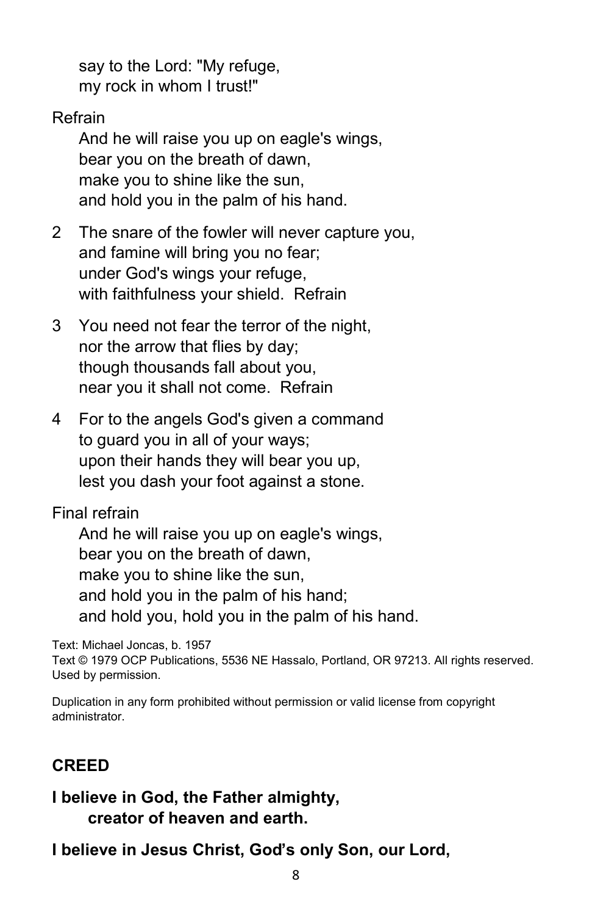say to the Lord: "My refuge,
my rock in whom I trust!"

Refrain

And he will raise you up on eagle's wings,
bear you on the breath of dawn,
make you to shine like the sun,
and hold you in the palm of his hand.

2 The snare of the fowler will never capture you,
and famine will bring you no fear;
under God's wings your refuge,
with faithfulness your shield. Refrain

3 You need not fear the terror of the night,
nor the arrow that flies by day;
though thousands fall about you,
near you it shall not come. Refrain

4 For to the angels God's given a command
to guard you in all of your ways;
upon their hands they will bear you up,
lest you dash your foot against a stone.

Final refrain

And he will raise you up on eagle's wings,
bear you on the breath of dawn,
make you to shine like the sun,
and hold you in the palm of his hand;
and hold you, hold you in the palm of his hand.

Text: Michael Joncas, b. 1957
Text © 1979 OCP Publications, 5536 NE Hassalo, Portland, OR 97213. All rights reserved. Used by permission.

Duplication in any form prohibited without permission or valid license from copyright administrator.

## CREED

**I believe in God, the Father almighty,
creator of heaven and earth.**

**I believe in Jesus Christ, God's only Son, our Lord,**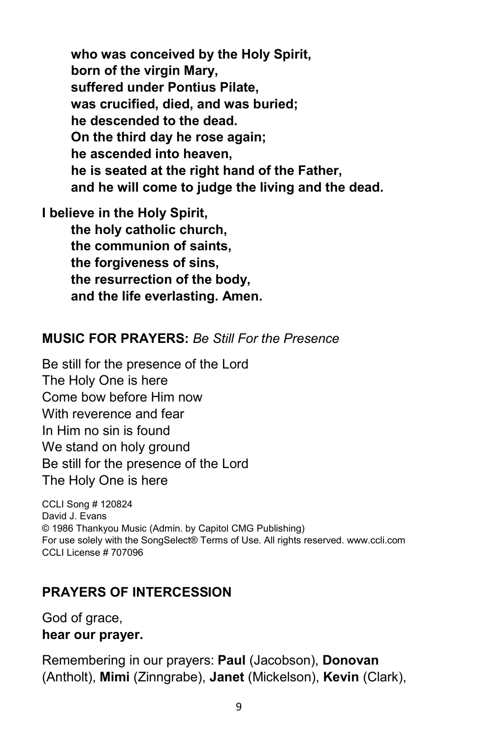**who was conceived by the Holy Spirit,**
**born of the virgin Mary,**
**suffered under Pontius Pilate,**
**was crucified, died, and was buried;**
**he descended to the dead.**
**On the third day he rose again;**
**he ascended into heaven,**
**he is seated at the right hand of the Father,**
**and he will come to judge the living and the dead.**

**I believe in the Holy Spirit,**
**the holy catholic church,**
**the communion of saints,**
**the forgiveness of sins,**
**the resurrection of the body,**
**and the life everlasting. Amen.**

### MUSIC FOR PRAYERS: *Be Still For the Presence*

Be still for the presence of the Lord
The Holy One is here
Come bow before Him now
With reverence and fear
In Him no sin is found
We stand on holy ground
Be still for the presence of the Lord
The Holy One is here

CCLI Song # 120824
David J. Evans
© 1986 Thankyou Music (Admin. by Capitol CMG Publishing)
For use solely with the SongSelect® Terms of Use. All rights reserved. www.ccli.com
CCLI License # 707096

### PRAYERS OF INTERCESSION

God of grace,
**hear our prayer.**

Remembering in our prayers: **Paul** (Jacobson), **Donovan** (Antholt), **Mimi** (Zinngrabe), **Janet** (Mickelson), **Kevin** (Clark),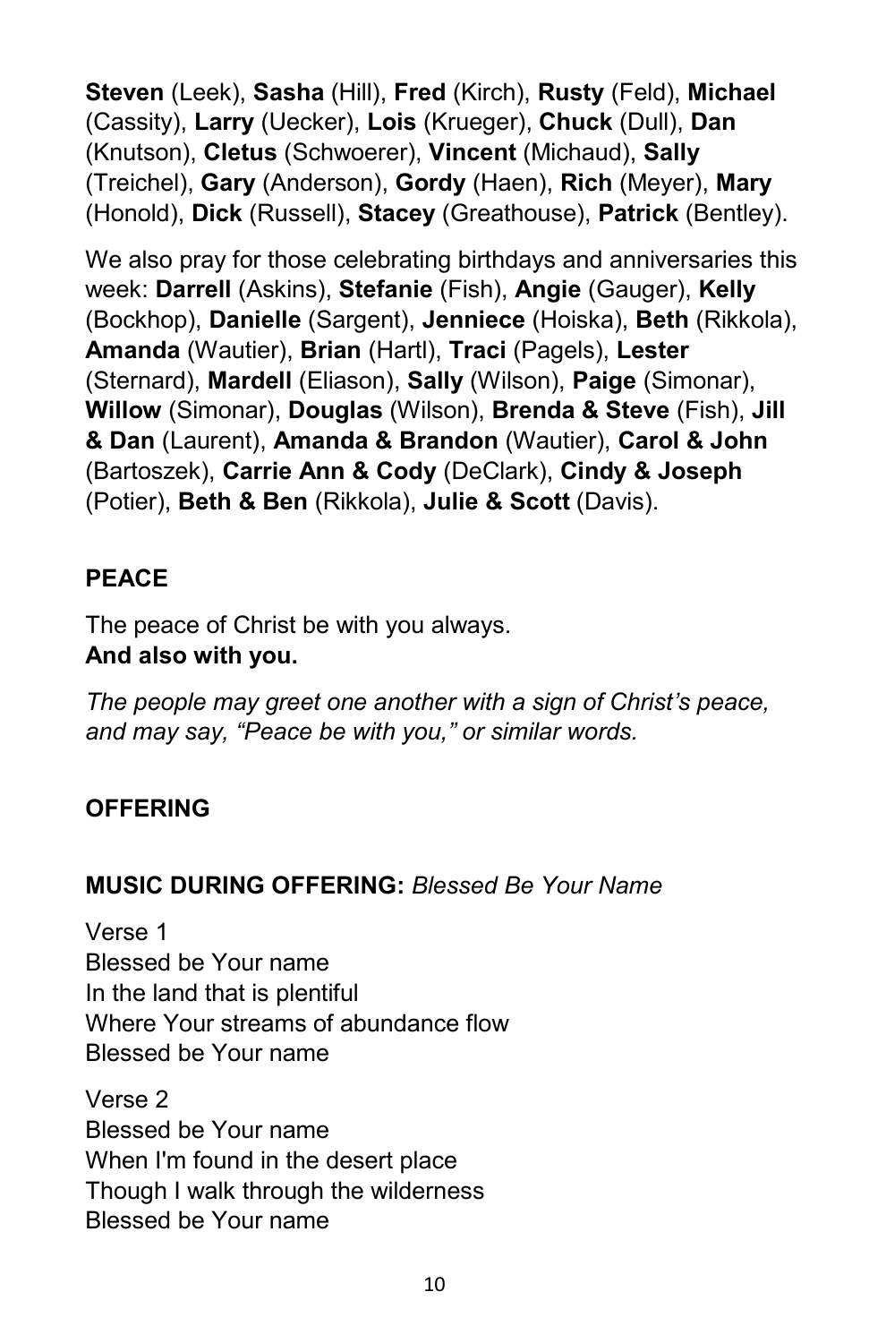**Steven** (Leek), **Sasha** (Hill), **Fred** (Kirch), **Rusty** (Feld), **Michael** (Cassity), **Larry** (Uecker), **Lois** (Krueger), **Chuck** (Dull), **Dan** (Knutson), **Cletus** (Schwoerer), **Vincent** (Michaud), **Sally** (Treichel), **Gary** (Anderson), **Gordy** (Haen), **Rich** (Meyer), **Mary** (Honold), **Dick** (Russell), **Stacey** (Greathouse), **Patrick** (Bentley).

We also pray for those celebrating birthdays and anniversaries this week: **Darrell** (Askins), **Stefanie** (Fish), **Angie** (Gauger), **Kelly** (Bockhop), **Danielle** (Sargent), **Jenniece** (Hoiska), **Beth** (Rikkola), **Amanda** (Wautier), **Brian** (Hartl), **Traci** (Pagels), **Lester** (Sternard), **Mardell** (Eliason), **Sally** (Wilson), **Paige** (Simonar), **Willow** (Simonar), **Douglas** (Wilson), **Brenda & Steve** (Fish), **Jill & Dan** (Laurent), **Amanda & Brandon** (Wautier), **Carol & John** (Bartoszek), **Carrie Ann & Cody** (DeClark), **Cindy & Joseph** (Potier), **Beth & Ben** (Rikkola), **Julie & Scott** (Davis).

## PEACE

The peace of Christ be with you always.
**And also with you.**

*The people may greet one another with a sign of Christ's peace, and may say, "Peace be with you," or similar words.*

## OFFERING

**MUSIC DURING OFFERING:** *Blessed Be Your Name*

Verse 1
Blessed be Your name
In the land that is plentiful
Where Your streams of abundance flow
Blessed be Your name

Verse 2
Blessed be Your name
When I'm found in the desert place
Though I walk through the wilderness
Blessed be Your name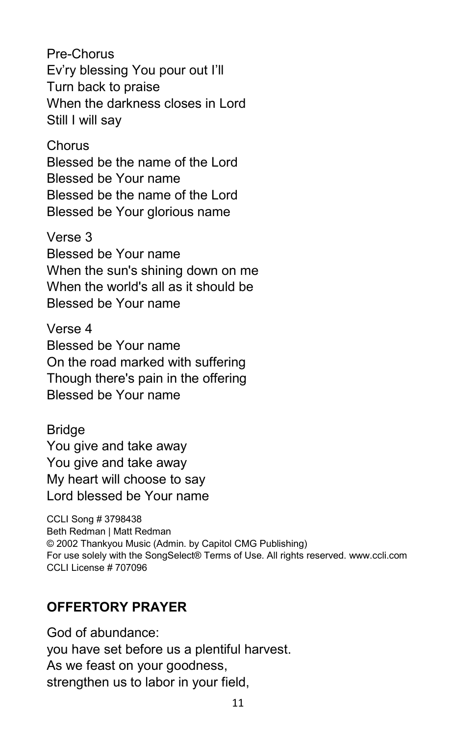Pre-Chorus
Ev'ry blessing You pour out I'll
Turn back to praise
When the darkness closes in Lord
Still I will say

Chorus
Blessed be the name of the Lord
Blessed be Your name
Blessed be the name of the Lord
Blessed be Your glorious name

Verse 3
Blessed be Your name
When the sun's shining down on me
When the world's all as it should be
Blessed be Your name

Verse 4
Blessed be Your name
On the road marked with suffering
Though there's pain in the offering
Blessed be Your name

Bridge
You give and take away
You give and take away
My heart will choose to say
Lord blessed be Your name

CCLI Song # 3798438
Beth Redman | Matt Redman
© 2002 Thankyou Music (Admin. by Capitol CMG Publishing)
For use solely with the SongSelect® Terms of Use. All rights reserved. www.ccli.com
CCLI License # 707096

## OFFERTORY PRAYER

God of abundance:
you have set before us a plentiful harvest.
As we feast on your goodness,
strengthen us to labor in your field,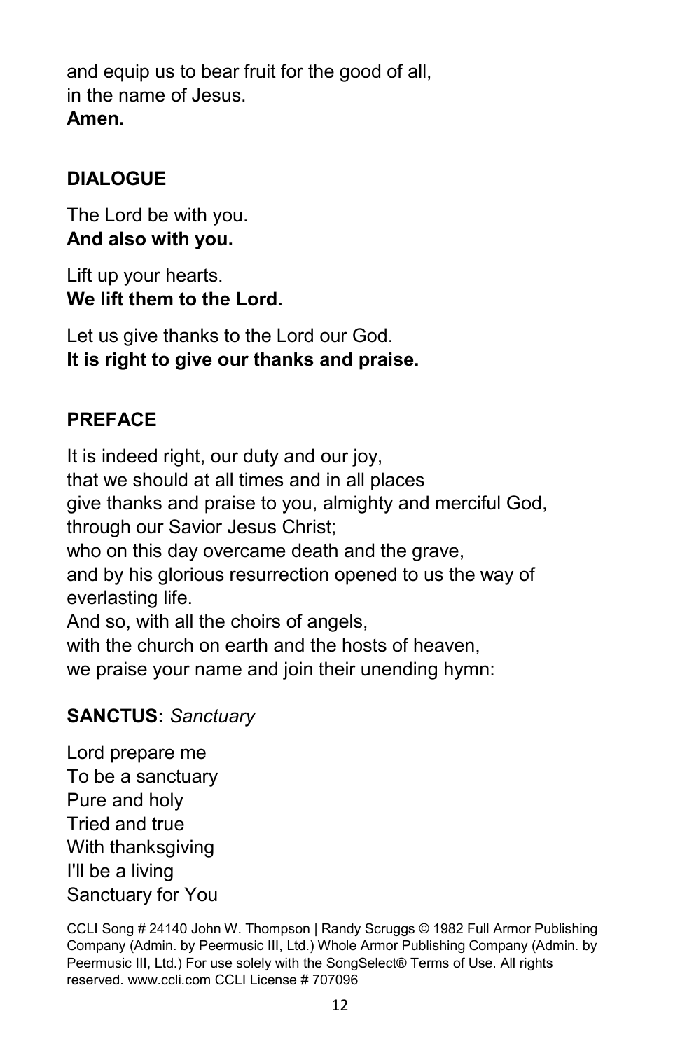and equip us to bear fruit for the good of all,
in the name of Jesus.
**Amen.**

## DIALOGUE

The Lord be with you.
**And also with you.**

Lift up your hearts.
**We lift them to the Lord.**

Let us give thanks to the Lord our God.
**It is right to give our thanks and praise.**

## PREFACE

It is indeed right, our duty and our joy,
that we should at all times and in all places
give thanks and praise to you, almighty and merciful God,
through our Savior Jesus Christ;
who on this day overcame death and the grave,
and by his glorious resurrection opened to us the way of everlasting life.
And so, with all the choirs of angels,
with the church on earth and the hosts of heaven,
we praise your name and join their unending hymn:

## SANCTUS: *Sanctuary*

Lord prepare me
To be a sanctuary
Pure and holy
Tried and true
With thanksgiving
I'll be a living
Sanctuary for You

CCLI Song # 24140 John W. Thompson | Randy Scruggs © 1982 Full Armor Publishing Company (Admin. by Peermusic III, Ltd.) Whole Armor Publishing Company (Admin. by Peermusic III, Ltd.) For use solely with the SongSelect® Terms of Use. All rights reserved. www.ccli.com CCLI License # 707096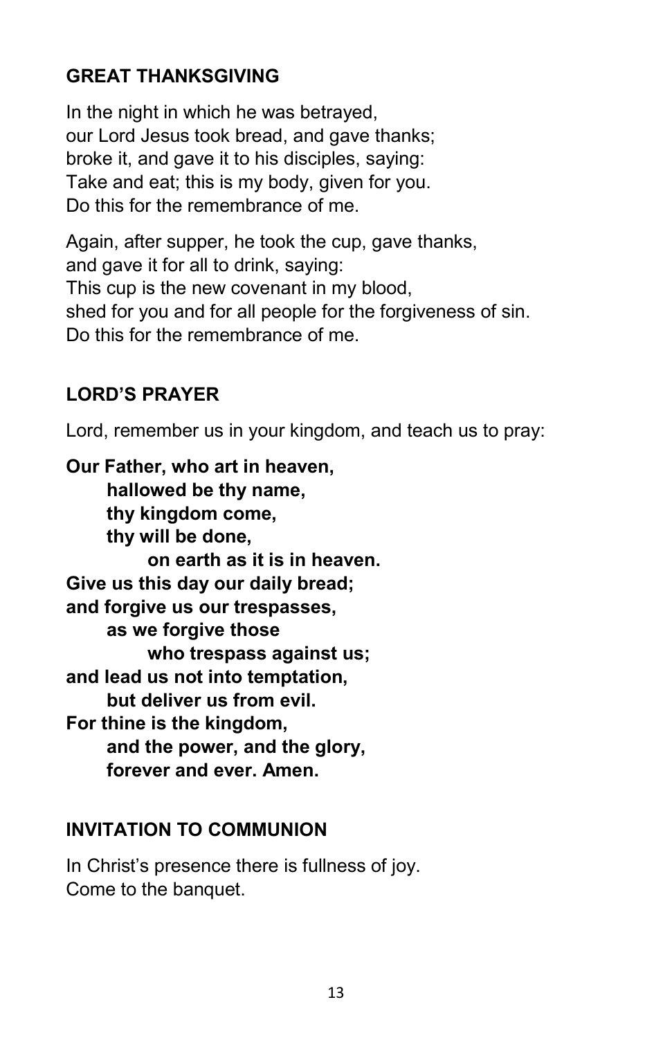## GREAT THANKSGIVING

In the night in which he was betrayed,
our Lord Jesus took bread, and gave thanks;
broke it, and gave it to his disciples, saying:
Take and eat; this is my body, given for you.
Do this for the remembrance of me.

Again, after supper, he took the cup, gave thanks,
and gave it for all to drink, saying:
This cup is the new covenant in my blood,
shed for you and for all people for the forgiveness of sin.
Do this for the remembrance of me.

## LORD'S PRAYER

Lord, remember us in your kingdom, and teach us to pray:

**Our Father, who art in heaven,**
**hallowed be thy name,**
**thy kingdom come,**
**thy will be done,**
**on earth as it is in heaven.**
**Give us this day our daily bread;**
**and forgive us our trespasses,**
**as we forgive those**
**who trespass against us;**
**and lead us not into temptation,**
**but deliver us from evil.**
**For thine is the kingdom,**
**and the power, and the glory,**
**forever and ever. Amen.**

## INVITATION TO COMMUNION

In Christ's presence there is fullness of joy.
Come to the banquet.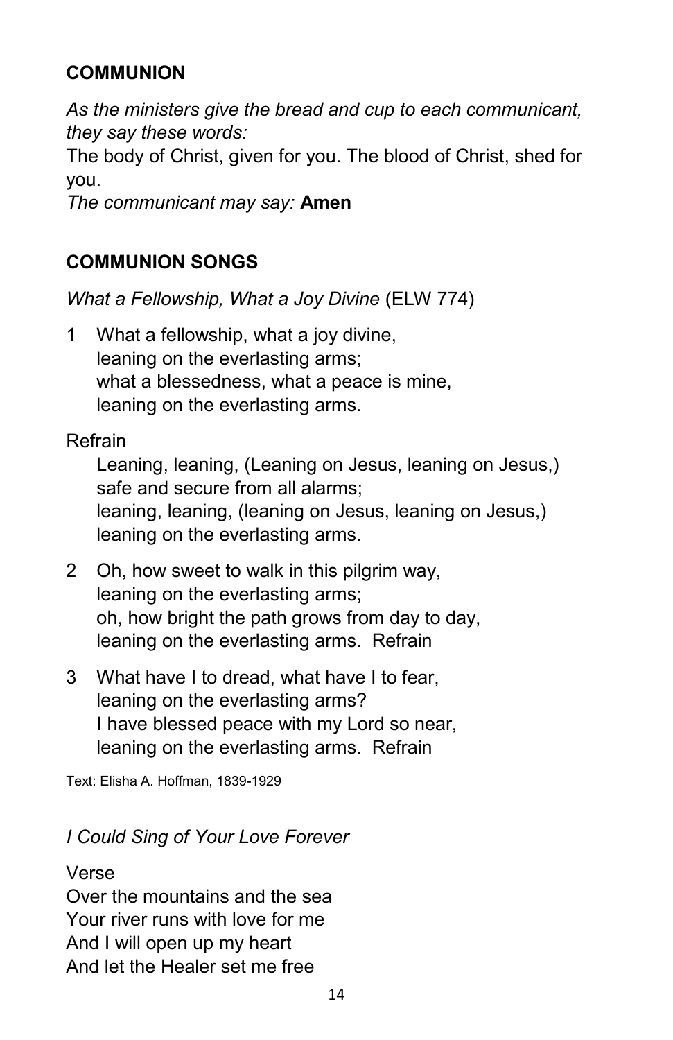## COMMUNION

*As the ministers give the bread and cup to each communicant, they say these words:*
The body of Christ, given for you. The blood of Christ, shed for you.
*The communicant may say:* **Amen**

## COMMUNION SONGS

*What a Fellowship, What a Joy Divine* (ELW 774)

1 What a fellowship, what a joy divine,
leaning on the everlasting arms;
what a blessedness, what a peace is mine,
leaning on the everlasting arms.

Refrain
Leaning, leaning, (Leaning on Jesus, leaning on Jesus,)
safe and secure from all alarms;
leaning, leaning, (leaning on Jesus, leaning on Jesus,)
leaning on the everlasting arms.

2 Oh, how sweet to walk in this pilgrim way,
leaning on the everlasting arms;
oh, how bright the path grows from day to day,
leaning on the everlasting arms. Refrain

3 What have I to dread, what have I to fear,
leaning on the everlasting arms?
I have blessed peace with my Lord so near,
leaning on the everlasting arms. Refrain

Text: Elisha A. Hoffman, 1839-1929

*I Could Sing of Your Love Forever*

Verse
Over the mountains and the sea
Your river runs with love for me
And I will open up my heart
And let the Healer set me free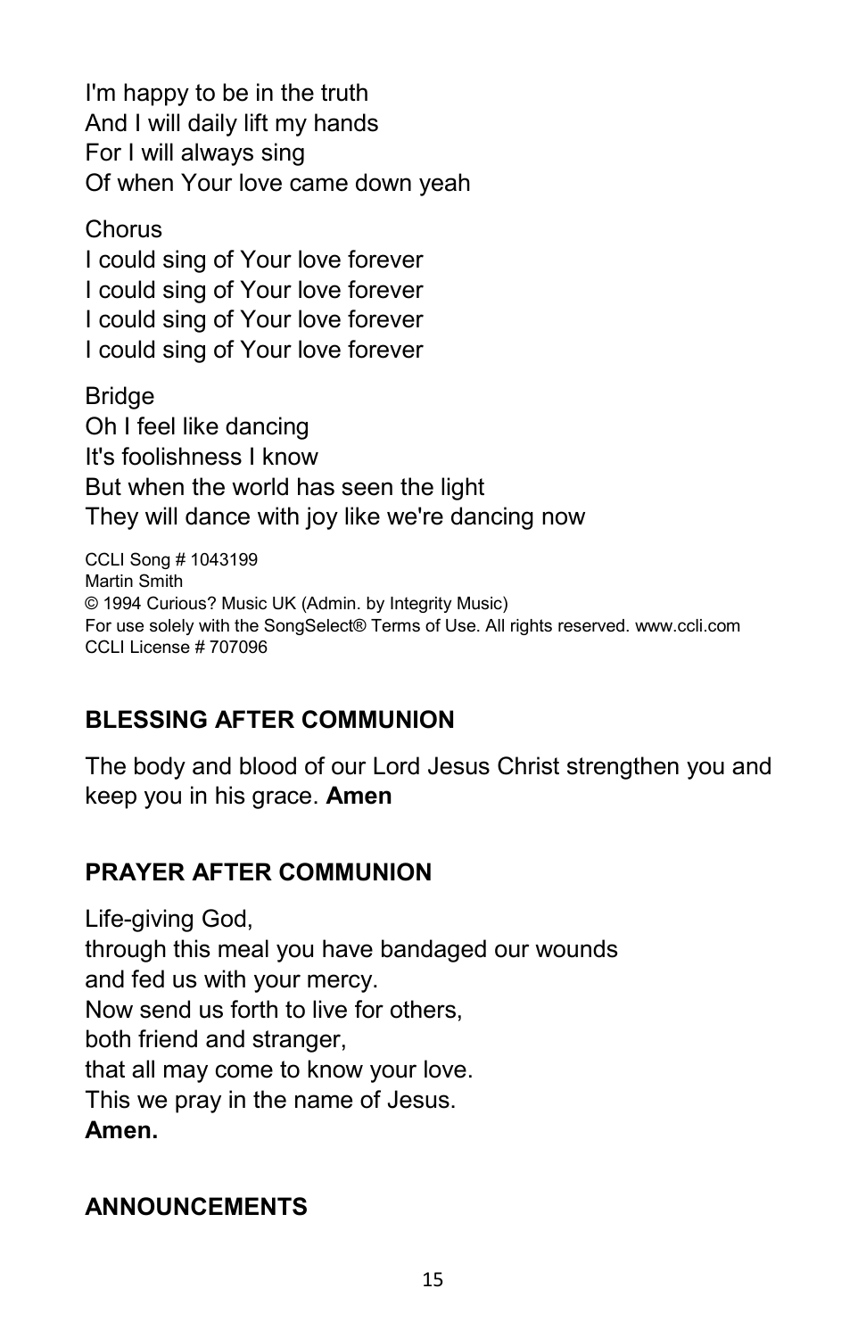I'm happy to be in the truth  
And I will daily lift my hands  
For I will always sing  
Of when Your love came down yeah

Chorus  
I could sing of Your love forever  
I could sing of Your love forever  
I could sing of Your love forever  
I could sing of Your love forever

Bridge  
Oh I feel like dancing  
It's foolishness I know  
But when the world has seen the light  
They will dance with joy like we're dancing now

CCLI Song # 1043199  
Martin Smith  
© 1994 Curious? Music UK (Admin. by Integrity Music)  
For use solely with the SongSelect® Terms of Use. All rights reserved. www.ccli.com  
CCLI License # 707096

## BLESSING AFTER COMMUNION

The body and blood of our Lord Jesus Christ strengthen you and keep you in his grace. **Amen**

## PRAYER AFTER COMMUNION

Life-giving God,  
through this meal you have bandaged our wounds  
and fed us with your mercy.  
Now send us forth to live for others,  
both friend and stranger,  
that all may come to know your love.  
This we pray in the name of Jesus.  
**Amen.**

## ANNOUNCEMENTS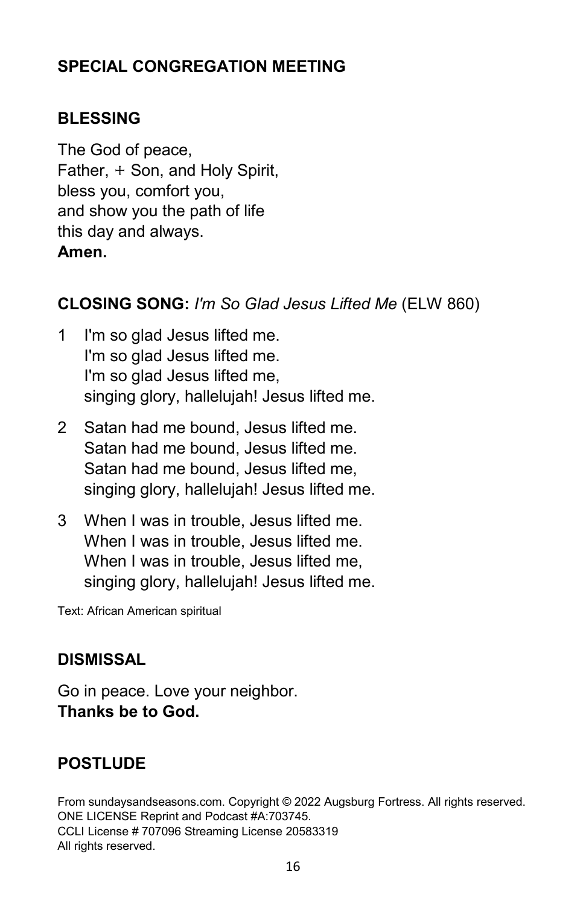## SPECIAL CONGREGATION MEETING

## BLESSING

The God of peace,
Father, + Son, and Holy Spirit,
bless you, comfort you,
and show you the path of life
this day and always.
**Amen.**

## CLOSING SONG: *I'm So Glad Jesus Lifted Me* (ELW 860)

1 I'm so glad Jesus lifted me.
I'm so glad Jesus lifted me.
I'm so glad Jesus lifted me,
singing glory, hallelujah! Jesus lifted me.

2 Satan had me bound, Jesus lifted me.
Satan had me bound, Jesus lifted me.
Satan had me bound, Jesus lifted me,
singing glory, hallelujah! Jesus lifted me.

3 When I was in trouble, Jesus lifted me.
When I was in trouble, Jesus lifted me.
When I was in trouble, Jesus lifted me,
singing glory, hallelujah! Jesus lifted me.

Text: African American spiritual

## DISMISSAL

Go in peace. Love your neighbor.
**Thanks be to God.**

## POSTLUDE

From sundaysandseasons.com. Copyright © 2022 Augsburg Fortress. All rights reserved.
ONE LICENSE Reprint and Podcast #A:703745.
CCLI License # 707096 Streaming License 20583319
All rights reserved.